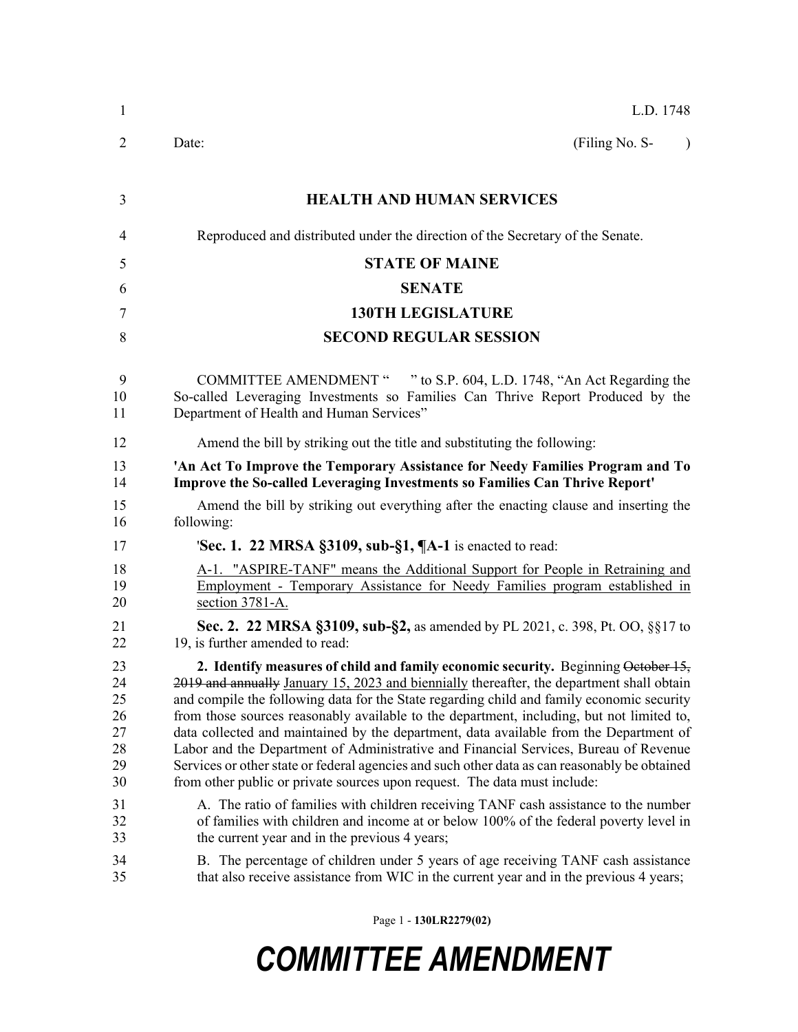L.D. 1748

Date: (Filing No. S- )

**HEALTH AND HUMAN SERVICES**

Reproduced and distributed under the direction of the Secretary of the Senate.

**STATE OF MAINE**

**SENATE**

**130TH LEGISLATURE**

**SECOND REGULAR SESSION**

COMMITTEE AMENDMENT " " to S.P. 604, L.D. 1748, "An Act Regarding the So-called Leveraging Investments so Families Can Thrive Report Produced by the Department of Health and Human Services"

Amend the bill by striking out the title and substituting the following:

**'An Act To Improve the Temporary Assistance for Needy Families Program and To Improve the So-called Leveraging Investments so Families Can Thrive Report'**

Amend the bill by striking out everything after the enacting clause and inserting the following:

'**Sec. 1. 22 MRSA §3109, sub-§1, ¶A-1** is enacted to read:

A-1. "ASPIRE-TANF" means the Additional Support for People in Retraining and Employment - Temporary Assistance for Needy Families program established in section 3781-A.

**Sec. 2. 22 MRSA §3109, sub-§2,** as amended by PL 2021, c. 398, Pt. OO, §§17 to 19, is further amended to read:

**2. Identify measures of child and family economic security.** Beginning ~~October 15, 2019 and annually~~ January 15, 2023 and biennially thereafter, the department shall obtain and compile the following data for the State regarding child and family economic security from those sources reasonably available to the department, including, but not limited to, data collected and maintained by the department, data available from the Department of Labor and the Department of Administrative and Financial Services, Bureau of Revenue Services or other state or federal agencies and such other data as can reasonably be obtained from other public or private sources upon request. The data must include:

A. The ratio of families with children receiving TANF cash assistance to the number of families with children and income at or below 100% of the federal poverty level in the current year and in the previous 4 years;

B. The percentage of children under 5 years of age receiving TANF cash assistance that also receive assistance from WIC in the current year and in the previous 4 years;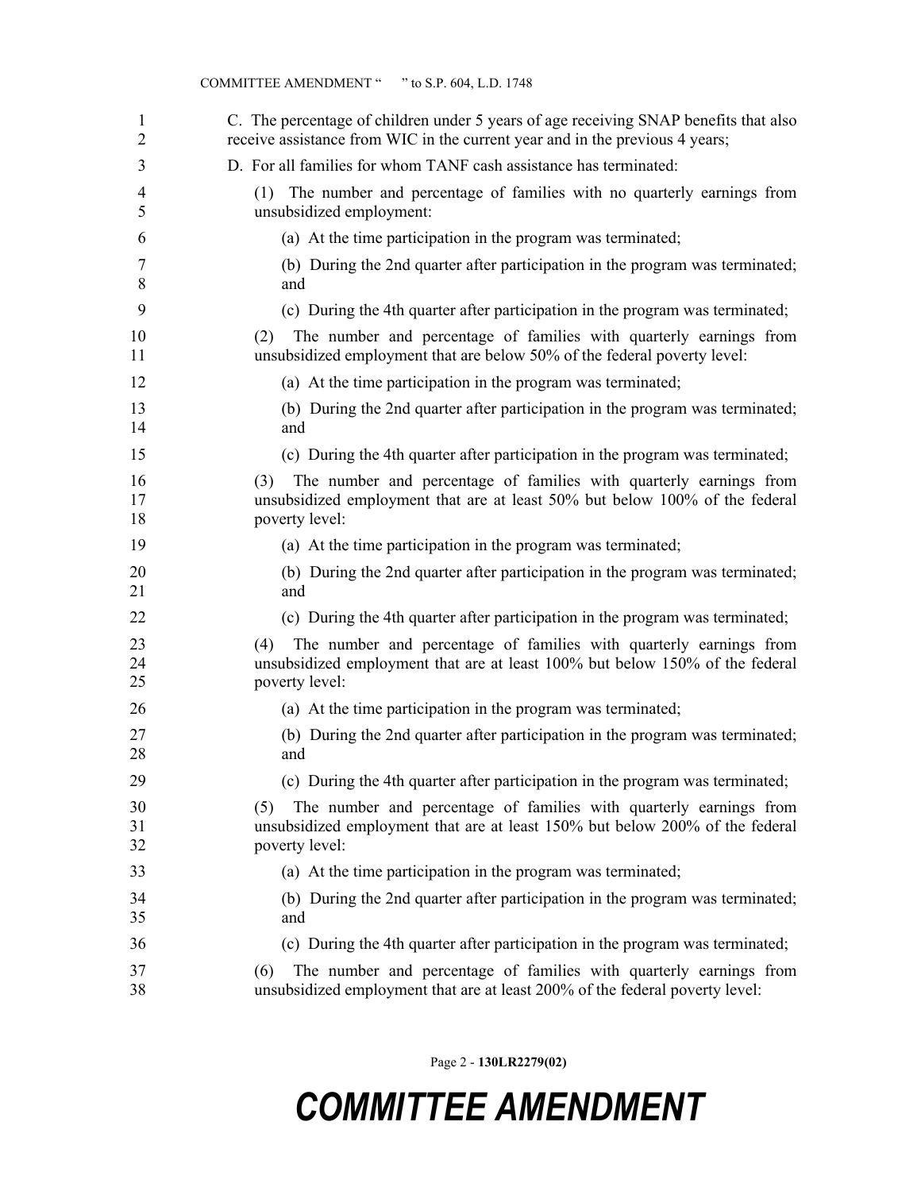C. The percentage of children under 5 years of age receiving SNAP benefits that also receive assistance from WIC in the current year and in the previous 4 years;

D. For all families for whom TANF cash assistance has terminated:

(1) The number and percentage of families with no quarterly earnings from unsubsidized employment:

(a) At the time participation in the program was terminated;

(b) During the 2nd quarter after participation in the program was terminated; and

(c) During the 4th quarter after participation in the program was terminated;

(2) The number and percentage of families with quarterly earnings from unsubsidized employment that are below 50% of the federal poverty level:

(a) At the time participation in the program was terminated;

(b) During the 2nd quarter after participation in the program was terminated; and

(c) During the 4th quarter after participation in the program was terminated;

(3) The number and percentage of families with quarterly earnings from unsubsidized employment that are at least 50% but below 100% of the federal poverty level:

(a) At the time participation in the program was terminated;

(b) During the 2nd quarter after participation in the program was terminated; and

(c) During the 4th quarter after participation in the program was terminated;

(4) The number and percentage of families with quarterly earnings from unsubsidized employment that are at least 100% but below 150% of the federal poverty level:

(a) At the time participation in the program was terminated;

(b) During the 2nd quarter after participation in the program was terminated; and

(c) During the 4th quarter after participation in the program was terminated;

(5) The number and percentage of families with quarterly earnings from unsubsidized employment that are at least 150% but below 200% of the federal poverty level:

(a) At the time participation in the program was terminated;

(b) During the 2nd quarter after participation in the program was terminated; and

(c) During the 4th quarter after participation in the program was terminated;

(6) The number and percentage of families with quarterly earnings from unsubsidized employment that are at least 200% of the federal poverty level: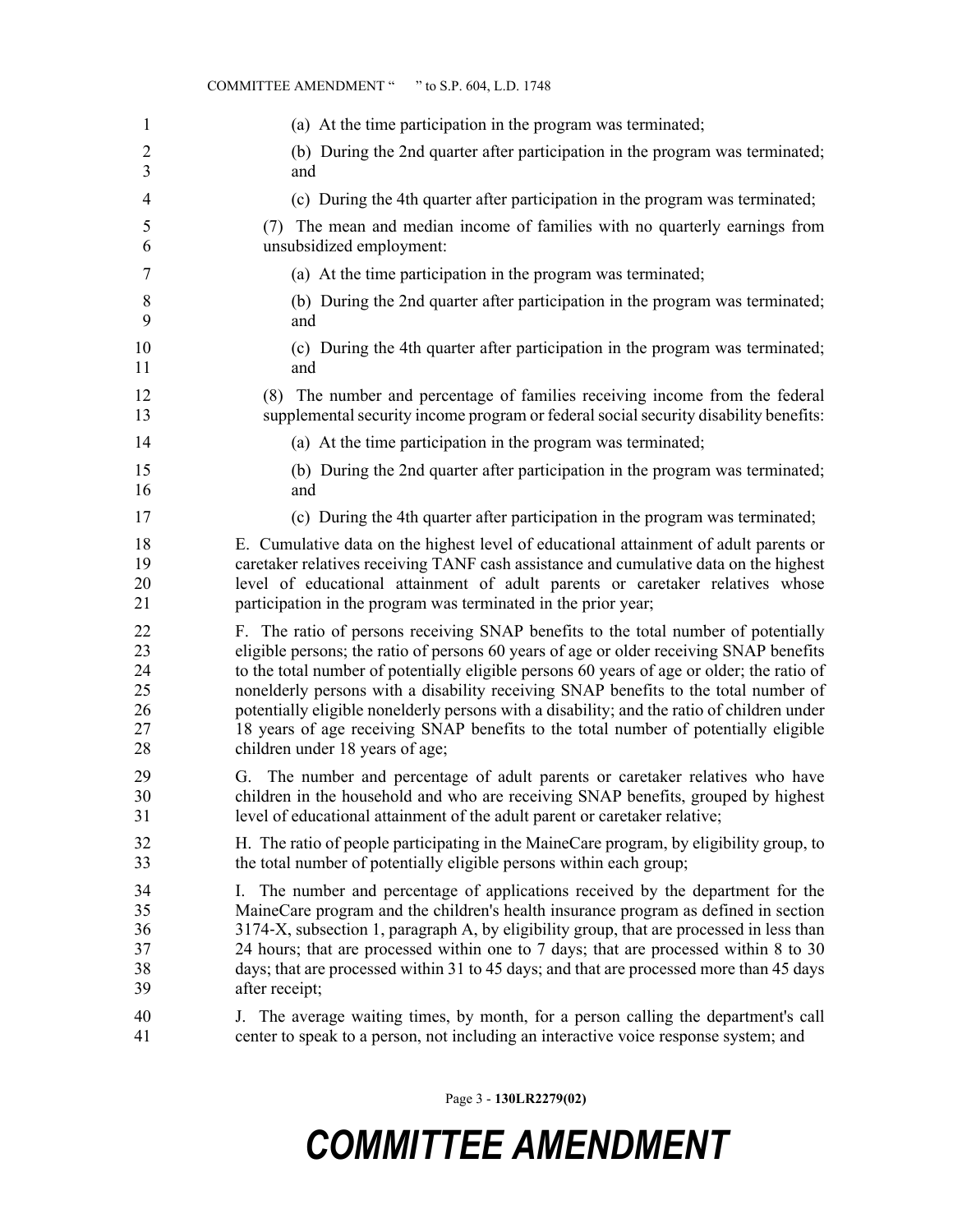(a) At the time participation in the program was terminated;

(b) During the 2nd quarter after participation in the program was terminated; and

(c) During the 4th quarter after participation in the program was terminated;

(7) The mean and median income of families with no quarterly earnings from unsubsidized employment:

(a) At the time participation in the program was terminated;

(b) During the 2nd quarter after participation in the program was terminated; and

(c) During the 4th quarter after participation in the program was terminated; and

(8) The number and percentage of families receiving income from the federal supplemental security income program or federal social security disability benefits:

(a) At the time participation in the program was terminated;

(b) During the 2nd quarter after participation in the program was terminated; and

(c) During the 4th quarter after participation in the program was terminated;

E. Cumulative data on the highest level of educational attainment of adult parents or caretaker relatives receiving TANF cash assistance and cumulative data on the highest level of educational attainment of adult parents or caretaker relatives whose participation in the program was terminated in the prior year;

F. The ratio of persons receiving SNAP benefits to the total number of potentially eligible persons; the ratio of persons 60 years of age or older receiving SNAP benefits to the total number of potentially eligible persons 60 years of age or older; the ratio of nonelderly persons with a disability receiving SNAP benefits to the total number of potentially eligible nonelderly persons with a disability; and the ratio of children under 18 years of age receiving SNAP benefits to the total number of potentially eligible children under 18 years of age;

G. The number and percentage of adult parents or caretaker relatives who have children in the household and who are receiving SNAP benefits, grouped by highest level of educational attainment of the adult parent or caretaker relative;

H. The ratio of people participating in the MaineCare program, by eligibility group, to the total number of potentially eligible persons within each group;

I. The number and percentage of applications received by the department for the MaineCare program and the children's health insurance program as defined in section 3174-X, subsection 1, paragraph A, by eligibility group, that are processed in less than 24 hours; that are processed within one to 7 days; that are processed within 8 to 30 days; that are processed within 31 to 45 days; and that are processed more than 45 days after receipt;

J. The average waiting times, by month, for a person calling the department's call center to speak to a person, not including an interactive voice response system; and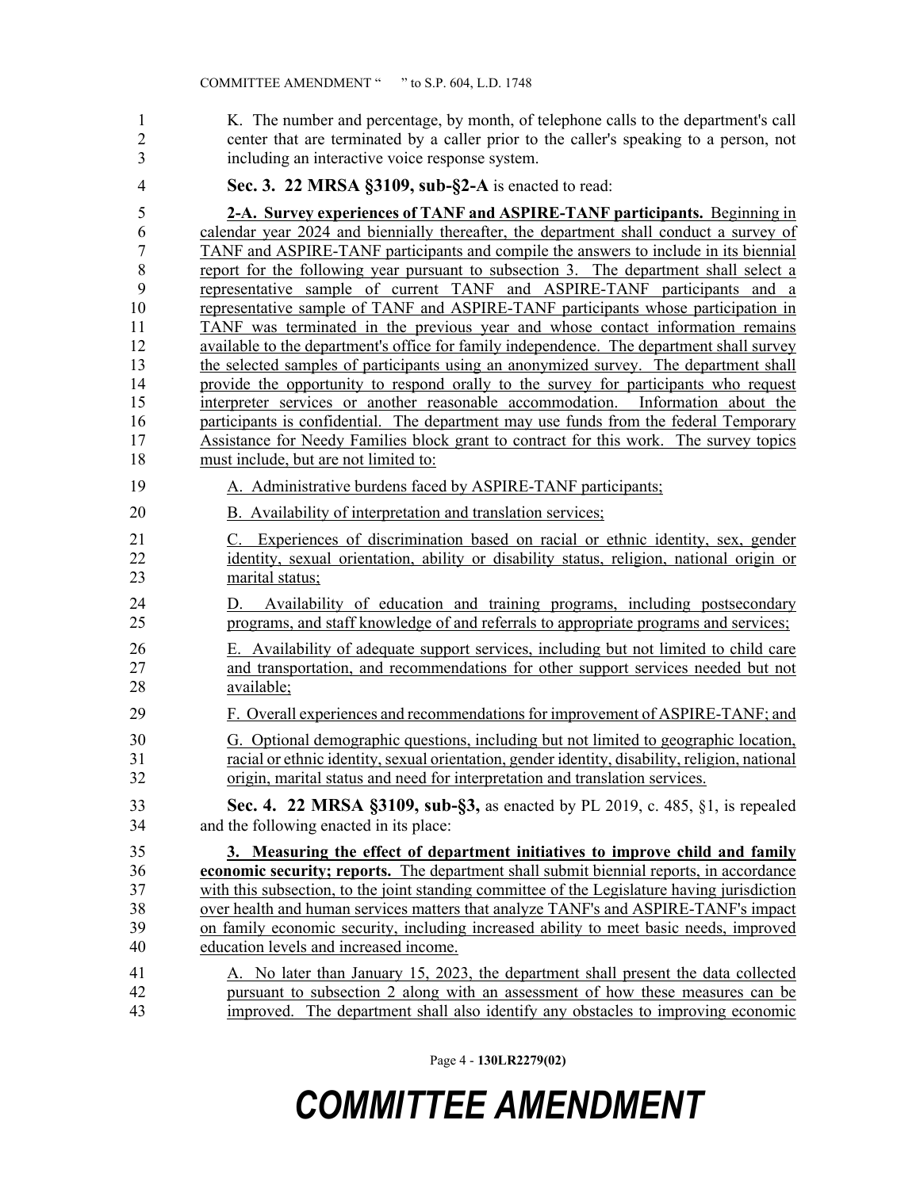K. The number and percentage, by month, of telephone calls to the department's call center that are terminated by a caller prior to the caller's speaking to a person, not including an interactive voice response system.

**Sec. 3. 22 MRSA §3109, sub-§2-A** is enacted to read:

**2-A. Survey experiences of TANF and ASPIRE-TANF participants.** Beginning in calendar year 2024 and biennially thereafter, the department shall conduct a survey of TANF and ASPIRE-TANF participants and compile the answers to include in its biennial report for the following year pursuant to subsection 3. The department shall select a representative sample of current TANF and ASPIRE-TANF participants and a representative sample of TANF and ASPIRE-TANF participants whose participation in TANF was terminated in the previous year and whose contact information remains available to the department's office for family independence. The department shall survey the selected samples of participants using an anonymized survey. The department shall provide the opportunity to respond orally to the survey for participants who request interpreter services or another reasonable accommodation. Information about the participants is confidential. The department may use funds from the federal Temporary Assistance for Needy Families block grant to contract for this work. The survey topics must include, but are not limited to:

A. Administrative burdens faced by ASPIRE-TANF participants;

B. Availability of interpretation and translation services;

C. Experiences of discrimination based on racial or ethnic identity, sex, gender identity, sexual orientation, ability or disability status, religion, national origin or marital status;

D. Availability of education and training programs, including postsecondary programs, and staff knowledge of and referrals to appropriate programs and services;

E. Availability of adequate support services, including but not limited to child care and transportation, and recommendations for other support services needed but not available;

F. Overall experiences and recommendations for improvement of ASPIRE-TANF; and

G. Optional demographic questions, including but not limited to geographic location, racial or ethnic identity, sexual orientation, gender identity, disability, religion, national origin, marital status and need for interpretation and translation services.

**Sec. 4. 22 MRSA §3109, sub-§3,** as enacted by PL 2019, c. 485, §1, is repealed and the following enacted in its place:

**3. Measuring the effect of department initiatives to improve child and family economic security; reports.** The department shall submit biennial reports, in accordance with this subsection, to the joint standing committee of the Legislature having jurisdiction over health and human services matters that analyze TANF's and ASPIRE-TANF's impact on family economic security, including increased ability to meet basic needs, improved education levels and increased income.

A. No later than January 15, 2023, the department shall present the data collected pursuant to subsection 2 along with an assessment of how these measures can be improved. The department shall also identify any obstacles to improving economic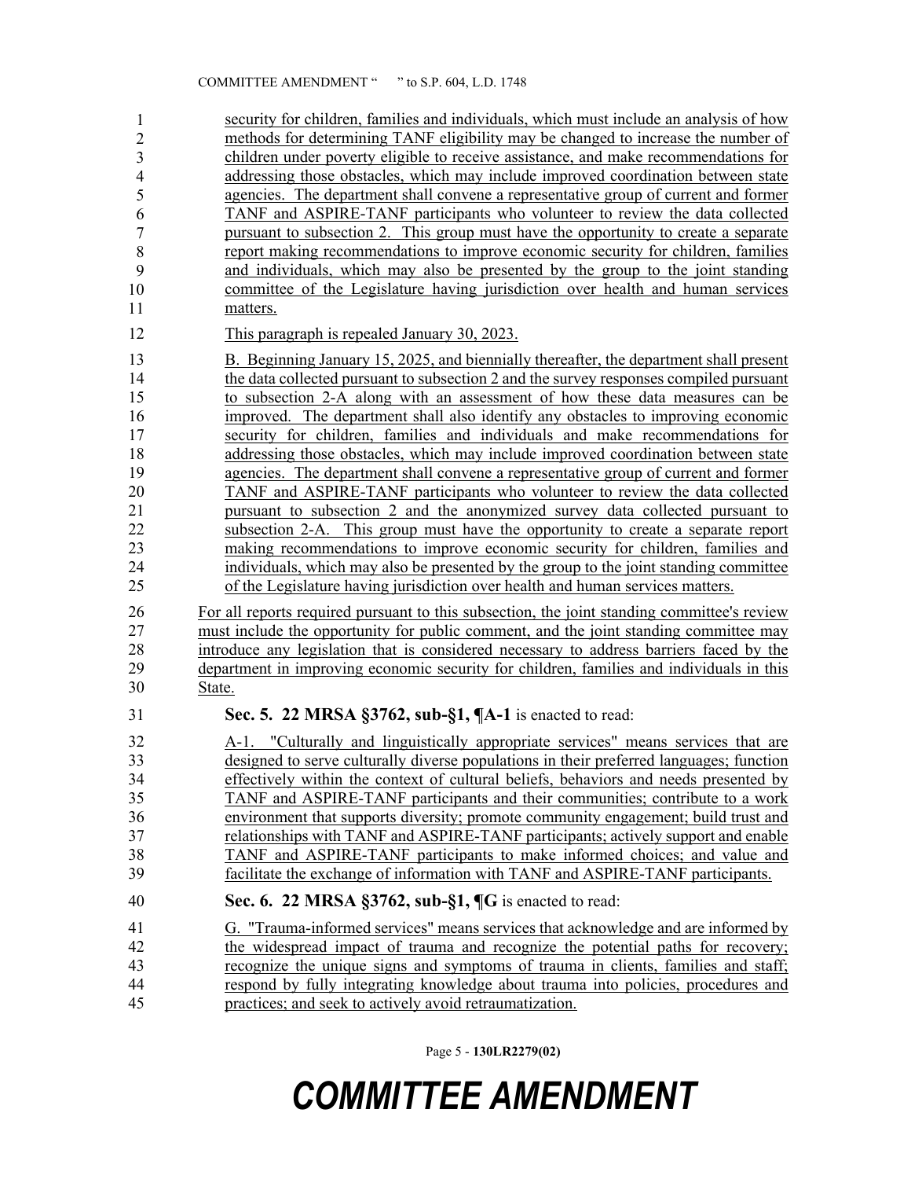security for children, families and individuals, which must include an analysis of how methods for determining TANF eligibility may be changed to increase the number of children under poverty eligible to receive assistance, and make recommendations for addressing those obstacles, which may include improved coordination between state agencies. The department shall convene a representative group of current and former TANF and ASPIRE-TANF participants who volunteer to review the data collected pursuant to subsection 2. This group must have the opportunity to create a separate report making recommendations to improve economic security for children, families and individuals, which may also be presented by the group to the joint standing committee of the Legislature having jurisdiction over health and human services matters.

This paragraph is repealed January 30, 2023.

B. Beginning January 15, 2025, and biennially thereafter, the department shall present the data collected pursuant to subsection 2 and the survey responses compiled pursuant to subsection 2-A along with an assessment of how these data measures can be improved. The department shall also identify any obstacles to improving economic security for children, families and individuals and make recommendations for addressing those obstacles, which may include improved coordination between state agencies. The department shall convene a representative group of current and former TANF and ASPIRE-TANF participants who volunteer to review the data collected pursuant to subsection 2 and the anonymized survey data collected pursuant to subsection 2-A. This group must have the opportunity to create a separate report making recommendations to improve economic security for children, families and individuals, which may also be presented by the group to the joint standing committee of the Legislature having jurisdiction over health and human services matters.

For all reports required pursuant to this subsection, the joint standing committee's review must include the opportunity for public comment, and the joint standing committee may introduce any legislation that is considered necessary to address barriers faced by the department in improving economic security for children, families and individuals in this State.

**Sec. 5. 22 MRSA §3762, sub-§1, ¶A-1** is enacted to read:

A-1. "Culturally and linguistically appropriate services" means services that are designed to serve culturally diverse populations in their preferred languages; function effectively within the context of cultural beliefs, behaviors and needs presented by TANF and ASPIRE-TANF participants and their communities; contribute to a work environment that supports diversity; promote community engagement; build trust and relationships with TANF and ASPIRE-TANF participants; actively support and enable TANF and ASPIRE-TANF participants to make informed choices; and value and facilitate the exchange of information with TANF and ASPIRE-TANF participants.

**Sec. 6. 22 MRSA §3762, sub-§1, ¶G** is enacted to read:

G. "Trauma-informed services" means services that acknowledge and are informed by the widespread impact of trauma and recognize the potential paths for recovery; recognize the unique signs and symptoms of trauma in clients, families and staff; respond by fully integrating knowledge about trauma into policies, procedures and practices; and seek to actively avoid retraumatization.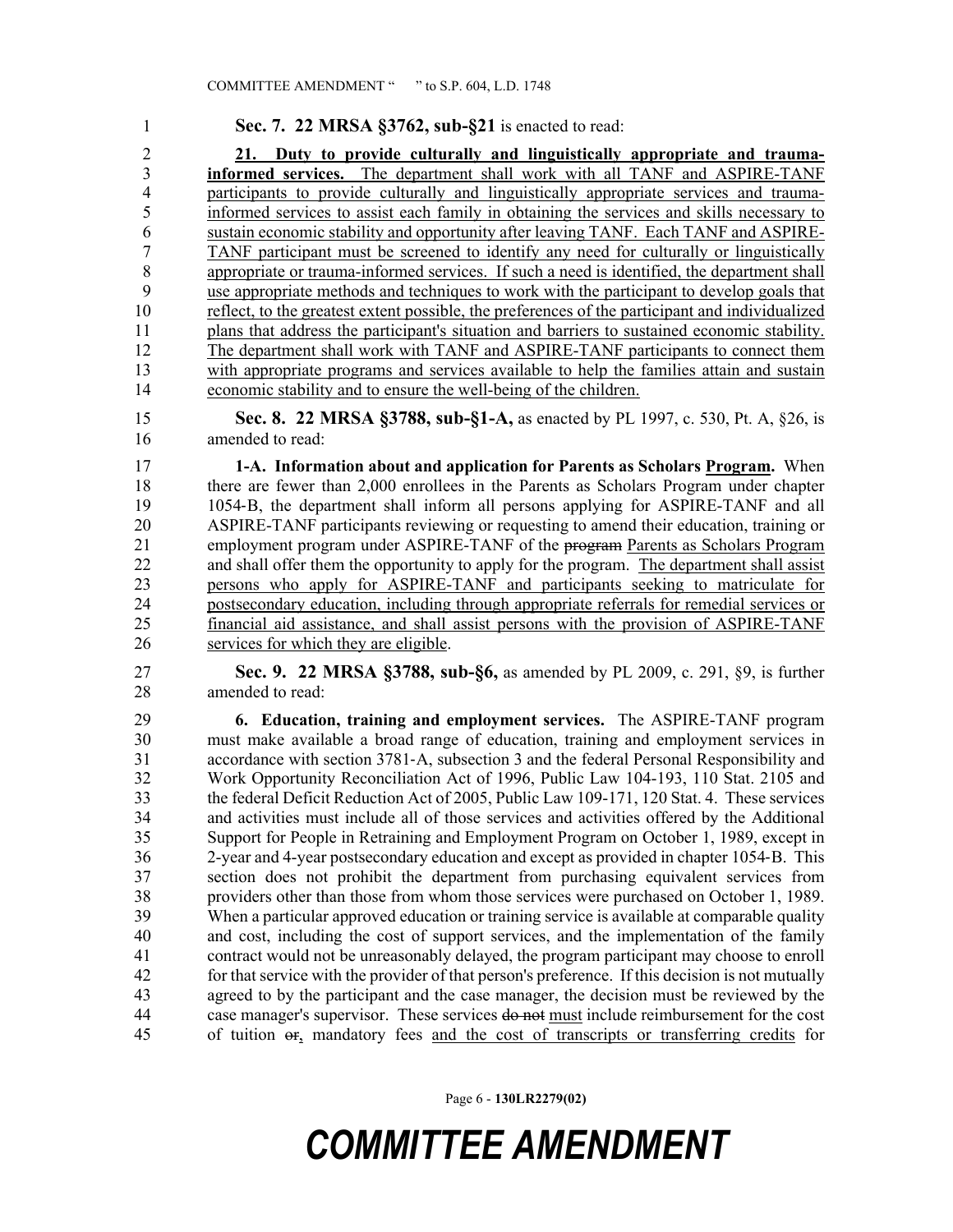**Sec. 7. 22 MRSA §3762, sub-§21** is enacted to read:

**21. Duty to provide culturally and linguistically appropriate and trauma-informed services.** The department shall work with all TANF and ASPIRE-TANF participants to provide culturally and linguistically appropriate services and trauma-informed services to assist each family in obtaining the services and skills necessary to sustain economic stability and opportunity after leaving TANF. Each TANF and ASPIRE-TANF participant must be screened to identify any need for culturally or linguistically appropriate or trauma-informed services. If such a need is identified, the department shall use appropriate methods and techniques to work with the participant to develop goals that reflect, to the greatest extent possible, the preferences of the participant and individualized plans that address the participant's situation and barriers to sustained economic stability. The department shall work with TANF and ASPIRE-TANF participants to connect them with appropriate programs and services available to help the families attain and sustain economic stability and to ensure the well-being of the children.

**Sec. 8. 22 MRSA §3788, sub-§1-A,** as enacted by PL 1997, c. 530, Pt. A, §26, is amended to read:

**1-A. Information about and application for Parents as Scholars Program.** When there are fewer than 2,000 enrollees in the Parents as Scholars Program under chapter 1054-B, the department shall inform all persons applying for ASPIRE-TANF and all ASPIRE-TANF participants reviewing or requesting to amend their education, training or employment program under ASPIRE-TANF of the ~~program~~ Parents as Scholars Program and shall offer them the opportunity to apply for the program. The department shall assist persons who apply for ASPIRE-TANF and participants seeking to matriculate for postsecondary education, including through appropriate referrals for remedial services or financial aid assistance, and shall assist persons with the provision of ASPIRE-TANF services for which they are eligible.

**Sec. 9. 22 MRSA §3788, sub-§6,** as amended by PL 2009, c. 291, §9, is further amended to read:

**6. Education, training and employment services.** The ASPIRE-TANF program must make available a broad range of education, training and employment services in accordance with section 3781-A, subsection 3 and the federal Personal Responsibility and Work Opportunity Reconciliation Act of 1996, Public Law 104-193, 110 Stat. 2105 and the federal Deficit Reduction Act of 2005, Public Law 109-171, 120 Stat. 4. These services and activities must include all of those services and activities offered by the Additional Support for People in Retraining and Employment Program on October 1, 1989, except in 2-year and 4-year postsecondary education and except as provided in chapter 1054-B. This section does not prohibit the department from purchasing equivalent services from providers other than those from whom those services were purchased on October 1, 1989. When a particular approved education or training service is available at comparable quality and cost, including the cost of support services, and the implementation of the family contract would not be unreasonably delayed, the program participant may choose to enroll for that service with the provider of that person's preference. If this decision is not mutually agreed to by the participant and the case manager, the decision must be reviewed by the case manager's supervisor. These services ~~do not~~ must include reimbursement for the cost of tuition ~~or~~, mandatory fees and the cost of transcripts or transferring credits for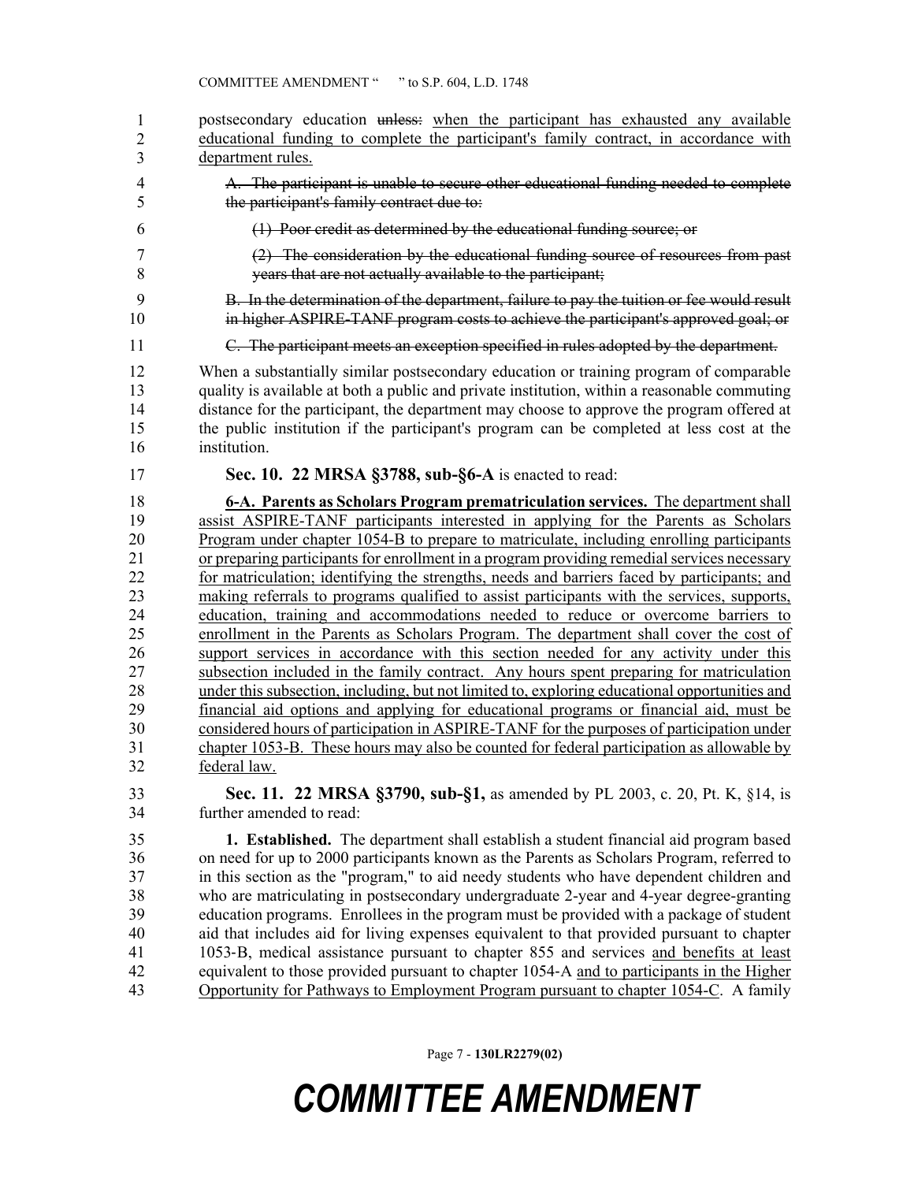postsecondary education ~~unless:~~ <u>when the participant has exhausted any available educational funding to complete the participant's family contract, in accordance with department rules.</u>

~~A. The participant is unable to secure other educational funding needed to complete the participant's family contract due to:~~

~~(1) Poor credit as determined by the educational funding source; or~~

~~(2) The consideration by the educational funding source of resources from past years that are not actually available to the participant;~~

~~B. In the determination of the department, failure to pay the tuition or fee would result in higher ASPIRE-TANF program costs to achieve the participant's approved goal; or~~

~~C. The participant meets an exception specified in rules adopted by the department.~~

When a substantially similar postsecondary education or training program of comparable quality is available at both a public and private institution, within a reasonable commuting distance for the participant, the department may choose to approve the program offered at the public institution if the participant's program can be completed at less cost at the institution.

**Sec. 10. 22 MRSA §3788, sub-§6-A** is enacted to read:

<u>**6-A. Parents as Scholars Program prematriculation services.** The department shall assist ASPIRE-TANF participants interested in applying for the Parents as Scholars Program under chapter 1054-B to prepare to matriculate, including enrolling participants or preparing participants for enrollment in a program providing remedial services necessary for matriculation; identifying the strengths, needs and barriers faced by participants; and making referrals to programs qualified to assist participants with the services, supports, education, training and accommodations needed to reduce or overcome barriers to enrollment in the Parents as Scholars Program. The department shall cover the cost of support services in accordance with this section needed for any activity under this subsection included in the family contract. Any hours spent preparing for matriculation under this subsection, including, but not limited to, exploring educational opportunities and financial aid options and applying for educational programs or financial aid, must be considered hours of participation in ASPIRE-TANF for the purposes of participation under chapter 1053-B. These hours may also be counted for federal participation as allowable by federal law.</u>

**Sec. 11. 22 MRSA §3790, sub-§1,** as amended by PL 2003, c. 20, Pt. K, §14, is further amended to read:

**1. Established.** The department shall establish a student financial aid program based on need for up to 2000 participants known as the Parents as Scholars Program, referred to in this section as the "program," to aid needy students who have dependent children and who are matriculating in postsecondary undergraduate 2-year and 4-year degree-granting education programs. Enrollees in the program must be provided with a package of student aid that includes aid for living expenses equivalent to that provided pursuant to chapter 1053-B, medical assistance pursuant to chapter 855 and services <u>and benefits</u> at least equivalent to those provided pursuant to chapter 1054-A <u>and to participants in the Higher Opportunity for Pathways to Employment Program pursuant to chapter 1054-C</u>. A family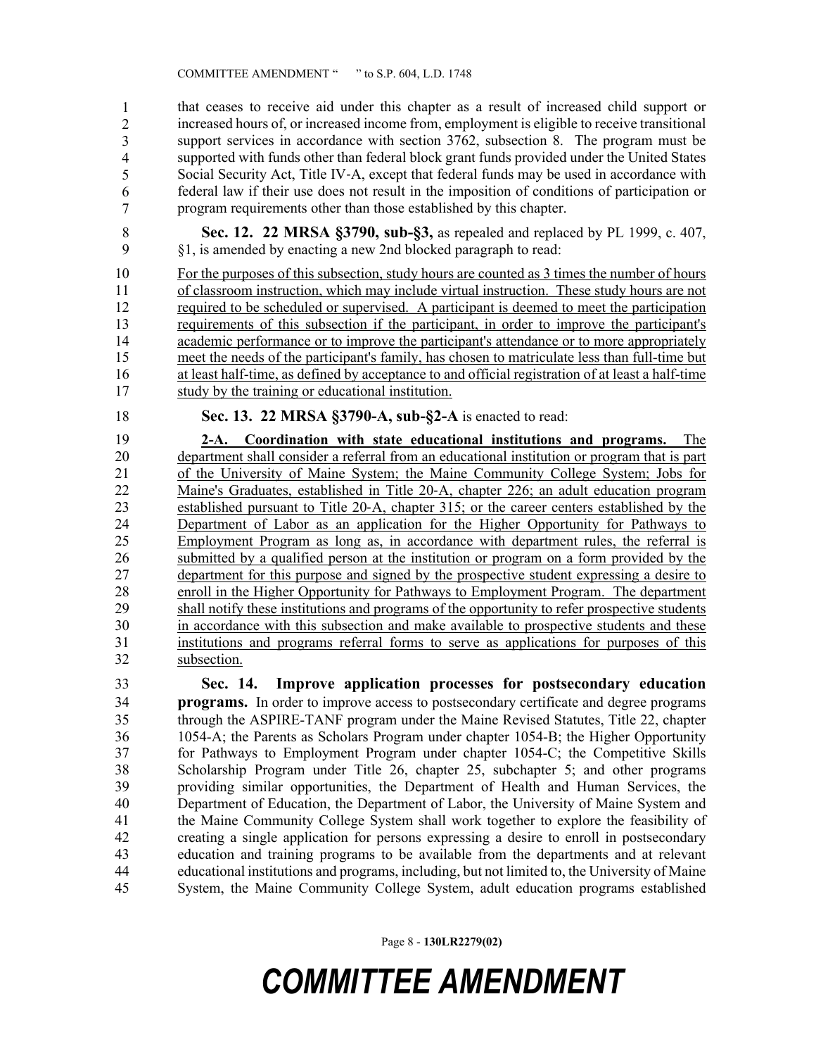that ceases to receive aid under this chapter as a result of increased child support or increased hours of, or increased income from, employment is eligible to receive transitional support services in accordance with section 3762, subsection 8. The program must be supported with funds other than federal block grant funds provided under the United States Social Security Act, Title IV-A, except that federal funds may be used in accordance with federal law if their use does not result in the imposition of conditions of participation or program requirements other than those established by this chapter.

**Sec. 12. 22 MRSA §3790, sub-§3,** as repealed and replaced by PL 1999, c. 407, §1, is amended by enacting a new 2nd blocked paragraph to read:

For the purposes of this subsection, study hours are counted as 3 times the number of hours of classroom instruction, which may include virtual instruction. These study hours are not required to be scheduled or supervised. A participant is deemed to meet the participation requirements of this subsection if the participant, in order to improve the participant's academic performance or to improve the participant's attendance or to more appropriately meet the needs of the participant's family, has chosen to matriculate less than full-time but at least half-time, as defined by acceptance to and official registration of at least a half-time study by the training or educational institution.

**Sec. 13. 22 MRSA §3790-A, sub-§2-A** is enacted to read:

**2-A. Coordination with state educational institutions and programs.** The department shall consider a referral from an educational institution or program that is part of the University of Maine System; the Maine Community College System; Jobs for Maine's Graduates, established in Title 20-A, chapter 226; an adult education program established pursuant to Title 20-A, chapter 315; or the career centers established by the Department of Labor as an application for the Higher Opportunity for Pathways to Employment Program as long as, in accordance with department rules, the referral is submitted by a qualified person at the institution or program on a form provided by the department for this purpose and signed by the prospective student expressing a desire to enroll in the Higher Opportunity for Pathways to Employment Program. The department shall notify these institutions and programs of the opportunity to refer prospective students in accordance with this subsection and make available to prospective students and these institutions and programs referral forms to serve as applications for purposes of this subsection.

**Sec. 14. Improve application processes for postsecondary education programs.** In order to improve access to postsecondary certificate and degree programs through the ASPIRE-TANF program under the Maine Revised Statutes, Title 22, chapter 1054-A; the Parents as Scholars Program under chapter 1054-B; the Higher Opportunity for Pathways to Employment Program under chapter 1054-C; the Competitive Skills Scholarship Program under Title 26, chapter 25, subchapter 5; and other programs providing similar opportunities, the Department of Health and Human Services, the Department of Education, the Department of Labor, the University of Maine System and the Maine Community College System shall work together to explore the feasibility of creating a single application for persons expressing a desire to enroll in postsecondary education and training programs to be available from the departments and at relevant educational institutions and programs, including, but not limited to, the University of Maine System, the Maine Community College System, adult education programs established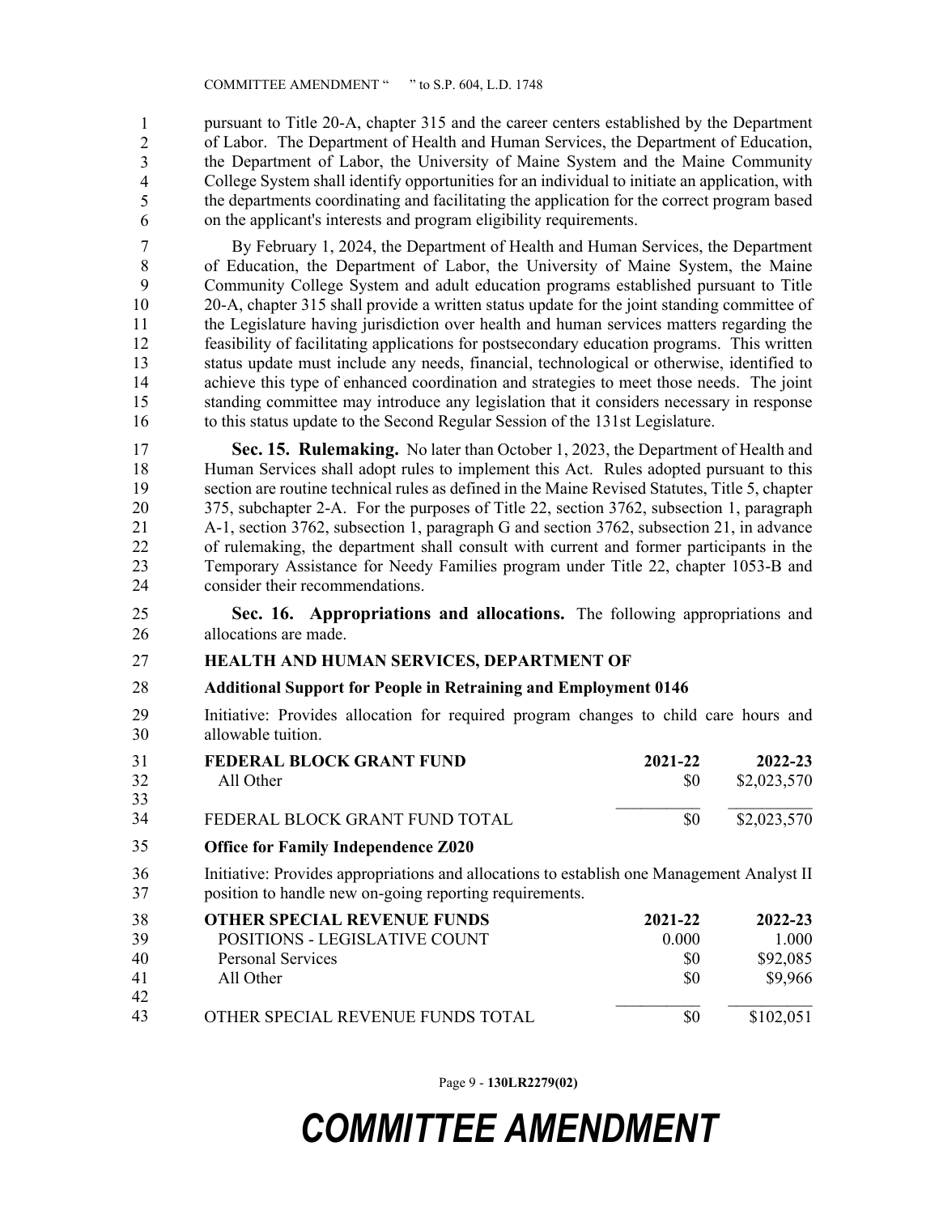pursuant to Title 20-A, chapter 315 and the career centers established by the Department of Labor. The Department of Health and Human Services, the Department of Education, the Department of Labor, the University of Maine System and the Maine Community College System shall identify opportunities for an individual to initiate an application, with the departments coordinating and facilitating the application for the correct program based on the applicant's interests and program eligibility requirements.

By February 1, 2024, the Department of Health and Human Services, the Department of Education, the Department of Labor, the University of Maine System, the Maine Community College System and adult education programs established pursuant to Title 20-A, chapter 315 shall provide a written status update for the joint standing committee of the Legislature having jurisdiction over health and human services matters regarding the feasibility of facilitating applications for postsecondary education programs. This written status update must include any needs, financial, technological or otherwise, identified to achieve this type of enhanced coordination and strategies to meet those needs. The joint standing committee may introduce any legislation that it considers necessary in response to this status update to the Second Regular Session of the 131st Legislature.

**Sec. 15. Rulemaking.** No later than October 1, 2023, the Department of Health and Human Services shall adopt rules to implement this Act. Rules adopted pursuant to this section are routine technical rules as defined in the Maine Revised Statutes, Title 5, chapter 375, subchapter 2-A. For the purposes of Title 22, section 3762, subsection 1, paragraph A-1, section 3762, subsection 1, paragraph G and section 3762, subsection 21, in advance of rulemaking, the department shall consult with current and former participants in the Temporary Assistance for Needy Families program under Title 22, chapter 1053-B and consider their recommendations.

**Sec. 16. Appropriations and allocations.** The following appropriations and allocations are made.

**HEALTH AND HUMAN SERVICES, DEPARTMENT OF**

**Additional Support for People in Retraining and Employment 0146**

Initiative: Provides allocation for required program changes to child care hours and allowable tuition.

| **FEDERAL BLOCK GRANT FUND** | **2021-22** | **2022-23** |
|---|---|---|
| All Other | $0 | $2,023,570 |
| FEDERAL BLOCK GRANT FUND TOTAL | $0 | $2,023,570 |

**Office for Family Independence Z020**

Initiative: Provides appropriations and allocations to establish one Management Analyst II position to handle new on-going reporting requirements.

| **OTHER SPECIAL REVENUE FUNDS** | **2021-22** | **2022-23** |
|---|---|---|
| POSITIONS - LEGISLATIVE COUNT | 0.000 | 1.000 |
| Personal Services | $0 | $92,085 |
| All Other | $0 | $9,966 |
| OTHER SPECIAL REVENUE FUNDS TOTAL | $0 | $102,051 |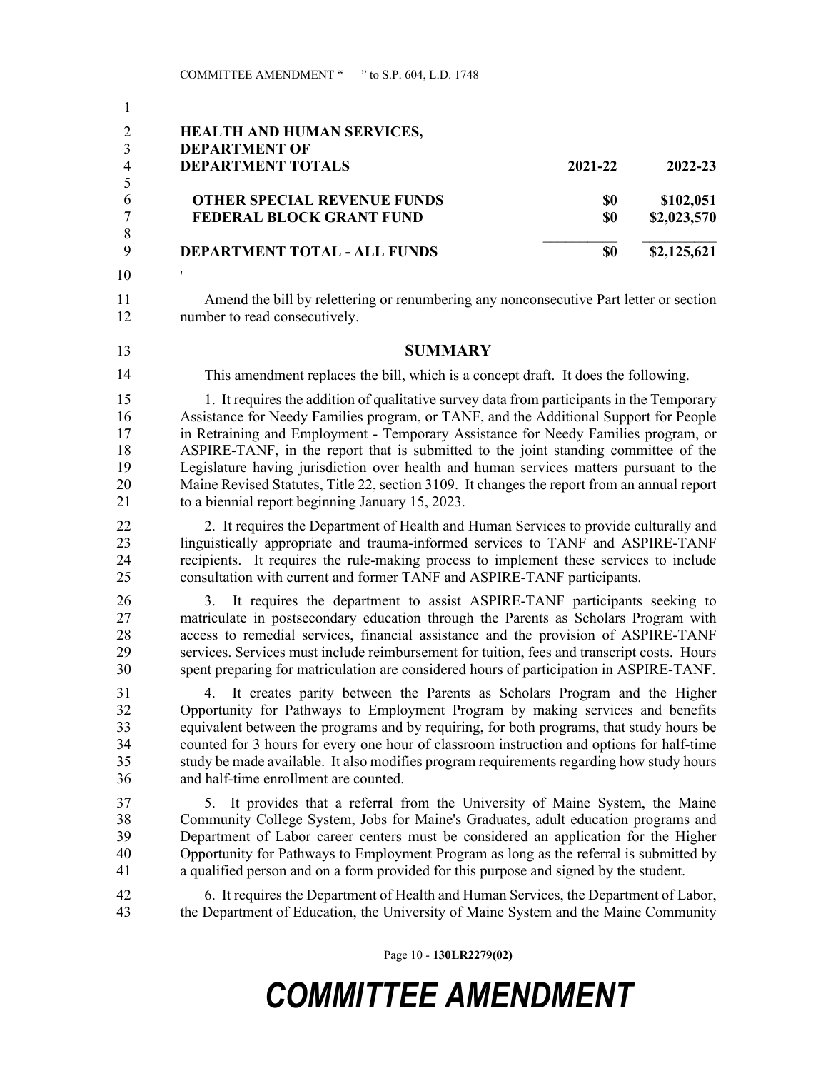| HEALTH AND HUMAN SERVICES, DEPARTMENT OF | | |
|---|---|---|
| **DEPARTMENT TOTALS** | **2021-22** | **2022-23** |
| **OTHER SPECIAL REVENUE FUNDS** | **$0** | **$102,051** |
| **FEDERAL BLOCK GRANT FUND** | **$0** | **$2,023,570** |
| **DEPARTMENT TOTAL - ALL FUNDS** | **$0** | **$2,125,621** |

'

Amend the bill by relettering or renumbering any nonconsecutive Part letter or section number to read consecutively.

## SUMMARY

This amendment replaces the bill, which is a concept draft. It does the following.

1. It requires the addition of qualitative survey data from participants in the Temporary Assistance for Needy Families program, or TANF, and the Additional Support for People in Retraining and Employment - Temporary Assistance for Needy Families program, or ASPIRE-TANF, in the report that is submitted to the joint standing committee of the Legislature having jurisdiction over health and human services matters pursuant to the Maine Revised Statutes, Title 22, section 3109. It changes the report from an annual report to a biennial report beginning January 15, 2023.

2. It requires the Department of Health and Human Services to provide culturally and linguistically appropriate and trauma-informed services to TANF and ASPIRE-TANF recipients. It requires the rule-making process to implement these services to include consultation with current and former TANF and ASPIRE-TANF participants.

3. It requires the department to assist ASPIRE-TANF participants seeking to matriculate in postsecondary education through the Parents as Scholars Program with access to remedial services, financial assistance and the provision of ASPIRE-TANF services. Services must include reimbursement for tuition, fees and transcript costs. Hours spent preparing for matriculation are considered hours of participation in ASPIRE-TANF.

4. It creates parity between the Parents as Scholars Program and the Higher Opportunity for Pathways to Employment Program by making services and benefits equivalent between the programs and by requiring, for both programs, that study hours be counted for 3 hours for every one hour of classroom instruction and options for half-time study be made available. It also modifies program requirements regarding how study hours and half-time enrollment are counted.

5. It provides that a referral from the University of Maine System, the Maine Community College System, Jobs for Maine's Graduates, adult education programs and Department of Labor career centers must be considered an application for the Higher Opportunity for Pathways to Employment Program as long as the referral is submitted by a qualified person and on a form provided for this purpose and signed by the student.

6. It requires the Department of Health and Human Services, the Department of Labor, the Department of Education, the University of Maine System and the Maine Community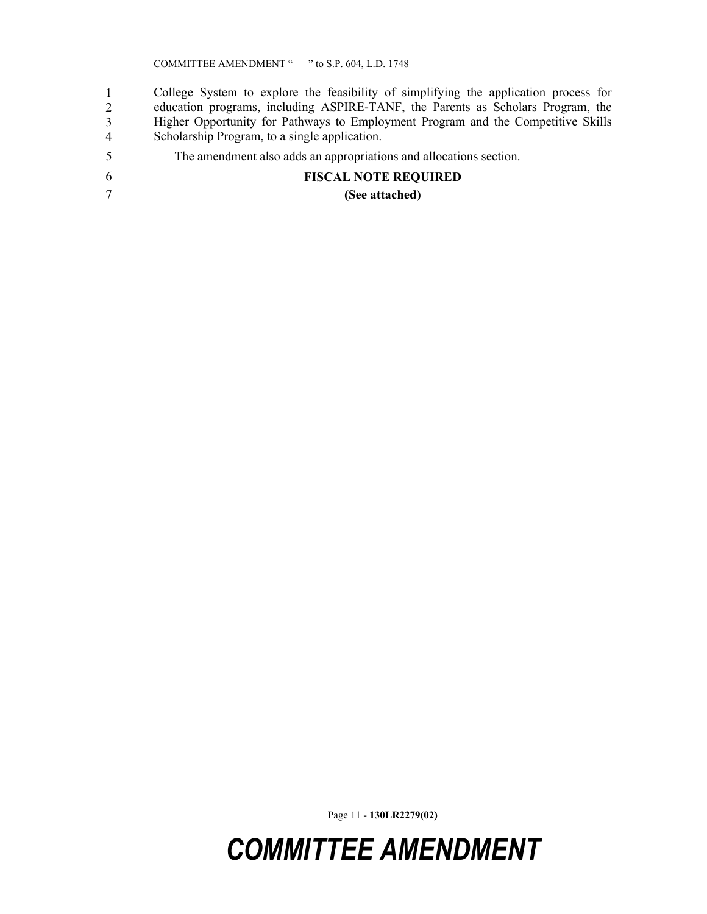College System to explore the feasibility of simplifying the application process for education programs, including ASPIRE-TANF, the Parents as Scholars Program, the Higher Opportunity for Pathways to Employment Program and the Competitive Skills Scholarship Program, to a single application.

The amendment also adds an appropriations and allocations section.

**FISCAL NOTE REQUIRED**

**(See attached)**